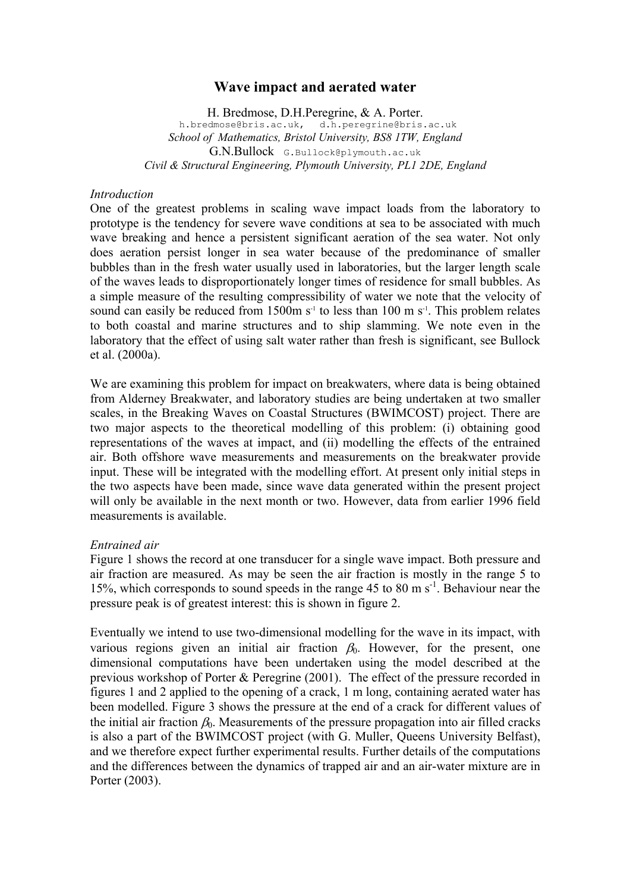# Wave impact and aerated water

H. Bredmose, D.H.Peregrine, & A. Porter.
h.bredmose@bris.ac.uk, d.h.peregrine@bris.ac.uk
*School of Mathematics, Bristol University, BS8 1TW, England*
G.N.Bullock G.Bullock@plymouth.ac.uk
*Civil & Structural Engineering, Plymouth University, PL1 2DE, England*

*Introduction*

One of the greatest problems in scaling wave impact loads from the laboratory to prototype is the tendency for severe wave conditions at sea to be associated with much wave breaking and hence a persistent significant aeration of the sea water. Not only does aeration persist longer in sea water because of the predominance of smaller bubbles than in the fresh water usually used in laboratories, but the larger length scale of the waves leads to disproportionately longer times of residence for small bubbles. As a simple measure of the resulting compressibility of water we note that the velocity of sound can easily be reduced from 1500m $s^{-1}$ to less than 100 m $s^{-1}$. This problem relates to both coastal and marine structures and to ship slamming. We note even in the laboratory that the effect of using salt water rather than fresh is significant, see Bullock et al. (2000a).

We are examining this problem for impact on breakwaters, where data is being obtained from Alderney Breakwater, and laboratory studies are being undertaken at two smaller scales, in the Breaking Waves on Coastal Structures (BWIMCOST) project. There are two major aspects to the theoretical modelling of this problem: (i) obtaining good representations of the waves at impact, and (ii) modelling the effects of the entrained air. Both offshore wave measurements and measurements on the breakwater provide input. These will be integrated with the modelling effort. At present only initial steps in the two aspects have been made, since wave data generated within the present project will only be available in the next month or two. However, data from earlier 1996 field measurements is available.

*Entrained air*

Figure 1 shows the record at one transducer for a single wave impact. Both pressure and air fraction are measured. As may be seen the air fraction is mostly in the range 5 to 15%, which corresponds to sound speeds in the range 45 to 80 m $s^{-1}$. Behaviour near the pressure peak is of greatest interest: this is shown in figure 2.

Eventually we intend to use two-dimensional modelling for the wave in its impact, with various regions given an initial air fraction $\beta_0$. However, for the present, one dimensional computations have been undertaken using the model described at the previous workshop of Porter & Peregrine (2001). The effect of the pressure recorded in figures 1 and 2 applied to the opening of a crack, 1 m long, containing aerated water has been modelled. Figure 3 shows the pressure at the end of a crack for different values of the initial air fraction $\beta_0$. Measurements of the pressure propagation into air filled cracks is also a part of the BWIMCOST project (with G. Muller, Queens University Belfast), and we therefore expect further experimental results. Further details of the computations and the differences between the dynamics of trapped air and an air-water mixture are in Porter (2003).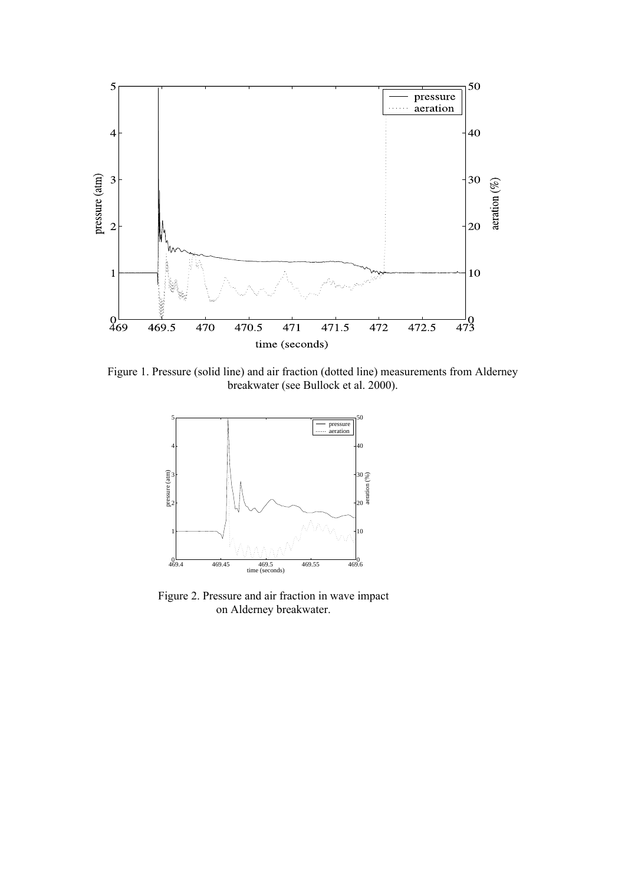5
4
3
2
1
0
469
469.5
470
470.5
471
471.5
472
472.5
473
pressure (atm)
time (seconds)
50
40
30
20
10
0
aeration (%)
pressure
aeration

Figure 1. Pressure (solid line) and air fraction (dotted line) measurements from Alderney breakwater (see Bullock et al. 2000).

5
4
3
2
1
0
469.4
469.45
469.5
469.55
469.6
pressure (atm)
time (seconds)
50
40
30
20
10
0
aeration (%)
pressure
aeration

Figure 2. Pressure and air fraction in wave impact on Alderney breakwater.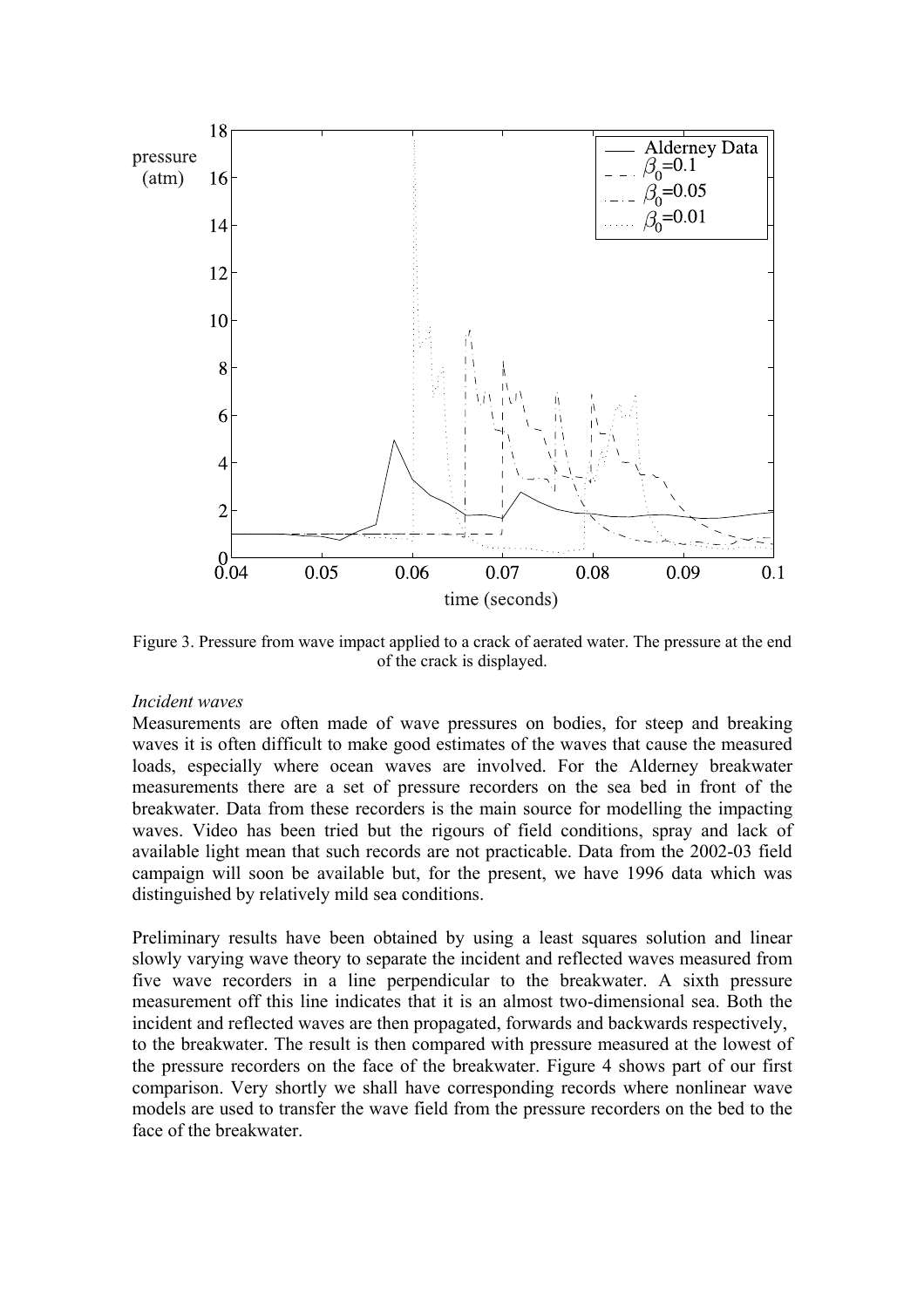pressure (atm)

18
16
14
12
10
8
6
4
2
0

0.04 0.05 0.06 0.07 0.08 0.09 0.1

time (seconds)

Alderney Data
$\beta_0$=0.1
$\beta_0$=0.05
$\beta_0$=0.01

Figure 3. Pressure from wave impact applied to a crack of aerated water. The pressure at the end of the crack is displayed.

*Incident waves*

Measurements are often made of wave pressures on bodies, for steep and breaking waves it is often difficult to make good estimates of the waves that cause the measured loads, especially where ocean waves are involved. For the Alderney breakwater measurements there are a set of pressure recorders on the sea bed in front of the breakwater. Data from these recorders is the main source for modelling the impacting waves. Video has been tried but the rigours of field conditions, spray and lack of available light mean that such records are not practicable. Data from the 2002-03 field campaign will soon be available but, for the present, we have 1996 data which was distinguished by relatively mild sea conditions.

Preliminary results have been obtained by using a least squares solution and linear slowly varying wave theory to separate the incident and reflected waves measured from five wave recorders in a line perpendicular to the breakwater. A sixth pressure measurement off this line indicates that it is an almost two-dimensional sea. Both the incident and reflected waves are then propagated, forwards and backwards respectively, to the breakwater. The result is then compared with pressure measured at the lowest of the pressure recorders on the face of the breakwater. Figure 4 shows part of our first comparison. Very shortly we shall have corresponding records where nonlinear wave models are used to transfer the wave field from the pressure recorders on the bed to the face of the breakwater.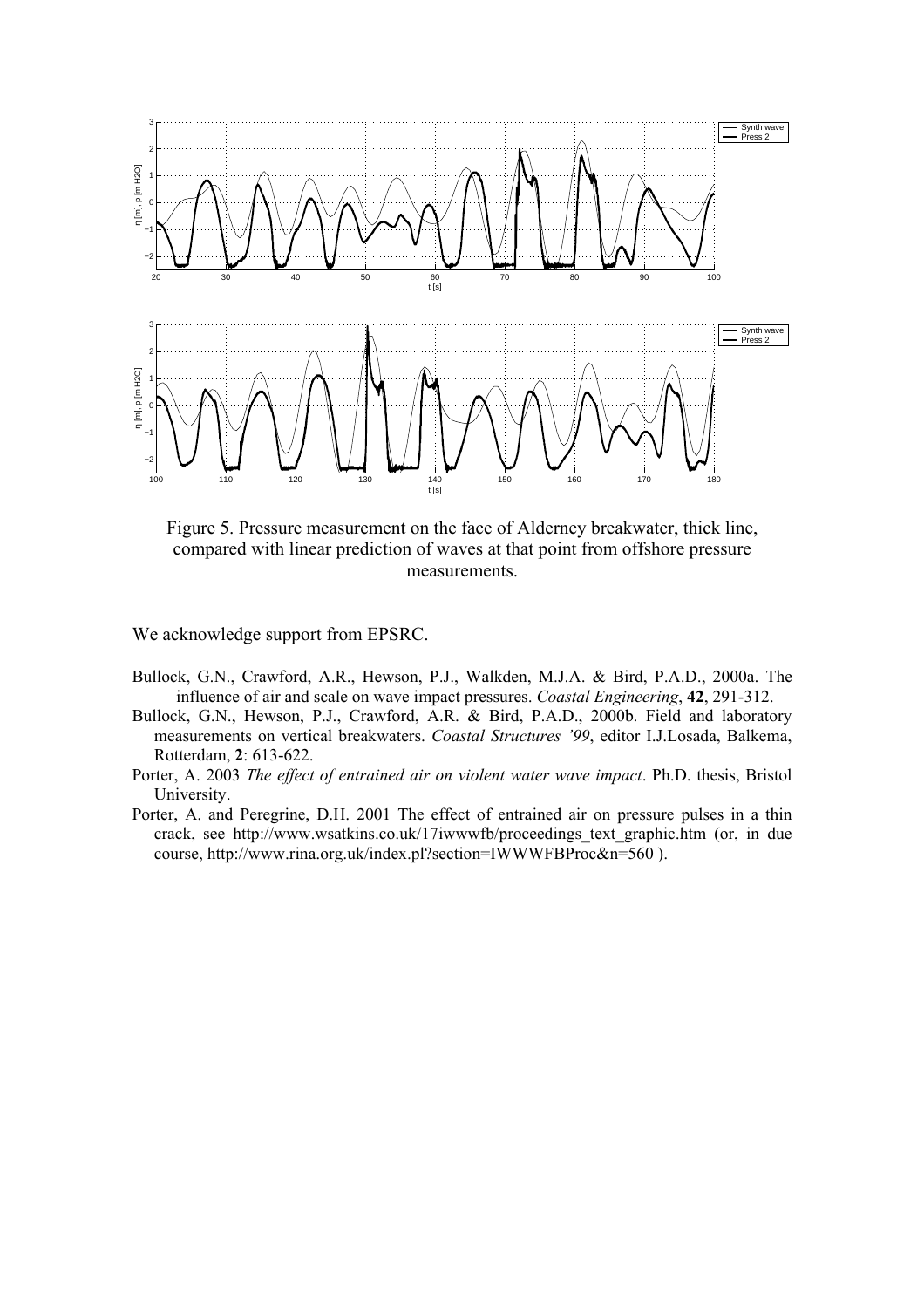3
2
1
0
−1
−2
η [m], p [m H2O]
20 30 40 50 60 70 80 90 100
t [s]
Synth wave
Press 2

3
2
1
0
−1
−2
η [m], p [m H2O]
100 110 120 130 140 150 160 170 180
t [s]
Synth wave
Press 2

Figure 5. Pressure measurement on the face of Alderney breakwater, thick line, compared with linear prediction of waves at that point from offshore pressure measurements.

We acknowledge support from EPSRC.

- Bullock, G.N., Crawford, A.R., Hewson, P.J., Walkden, M.J.A. & Bird, P.A.D., 2000a. The influence of air and scale on wave impact pressures. *Coastal Engineering*, **42**, 291-312.
- Bullock, G.N., Hewson, P.J., Crawford, A.R. & Bird, P.A.D., 2000b. Field and laboratory measurements on vertical breakwaters. *Coastal Structures '99*, editor I.J.Losada, Balkema, Rotterdam, **2**: 613-622.
- Porter, A. 2003 *The effect of entrained air on violent water wave impact*. Ph.D. thesis, Bristol University.
- Porter, A. and Peregrine, D.H. 2001 The effect of entrained air on pressure pulses in a thin crack, see http://www.wsatkins.co.uk/17iwwwfb/proceedings_text_graphic.htm (or, in due course, http://www.rina.org.uk/index.pl?section=IWWWFBProc&n=560 ).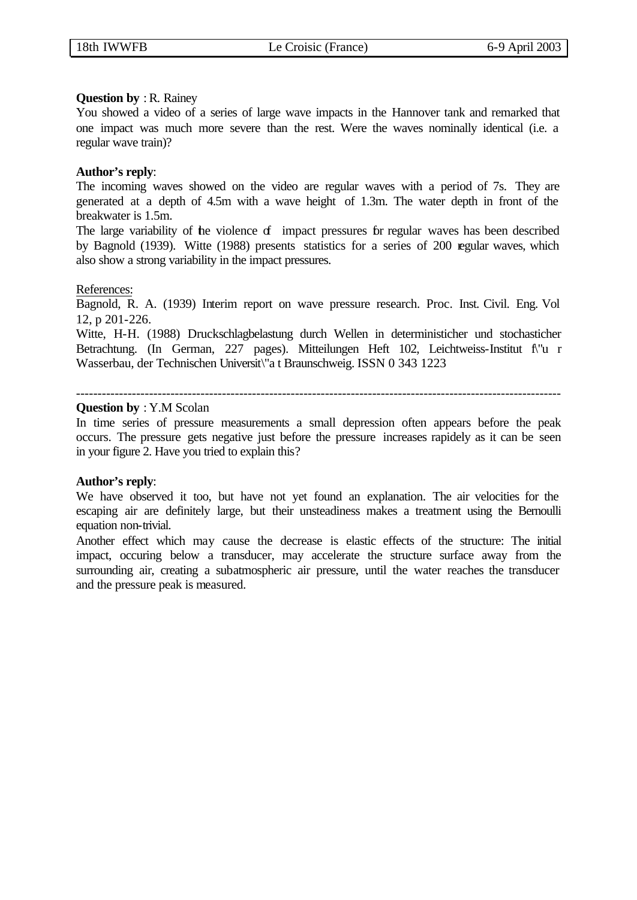**Question by** : R. Rainey

You showed a video of a series of large wave impacts in the Hannover tank and remarked that one impact was much more severe than the rest. Were the waves nominally identical (i.e. a regular wave train)?

**Author's reply**:

The incoming waves showed on the video are regular waves with a period of 7s. They are generated at a depth of 4.5m with a wave height of 1.3m. The water depth in front of the breakwater is 1.5m.

The large variability of the violence of impact pressures for regular waves has been described by Bagnold (1939). Witte (1988) presents statistics for a series of 200 regular waves, which also show a strong variability in the impact pressures.

References:

Bagnold, R. A. (1939) Interim report on wave pressure research. Proc. Inst. Civil. Eng. Vol 12, p 201-226.

Witte, H-H. (1988) Druckschlagbelastung durch Wellen in deterministicher und stochasticher Betrachtung. (In German, 227 pages). Mitteilungen Heft 102, Leichtweiss-Institut f\"u r Wasserbau, der Technischen Universit\"a t Braunschweig. ISSN 0 343 1223

---

**Question by** : Y.M Scolan

In time series of pressure measurements a small depression often appears before the peak occurs. The pressure gets negative just before the pressure increases rapidely as it can be seen in your figure 2. Have you tried to explain this?

**Author's reply**:

We have observed it too, but have not yet found an explanation. The air velocities for the escaping air are definitely large, but their unsteadiness makes a treatment using the Bernoulli equation non-trivial.

Another effect which may cause the decrease is elastic effects of the structure: The initial impact, occuring below a transducer, may accelerate the structure surface away from the surrounding air, creating a subatmospheric air pressure, until the water reaches the transducer and the pressure peak is measured.